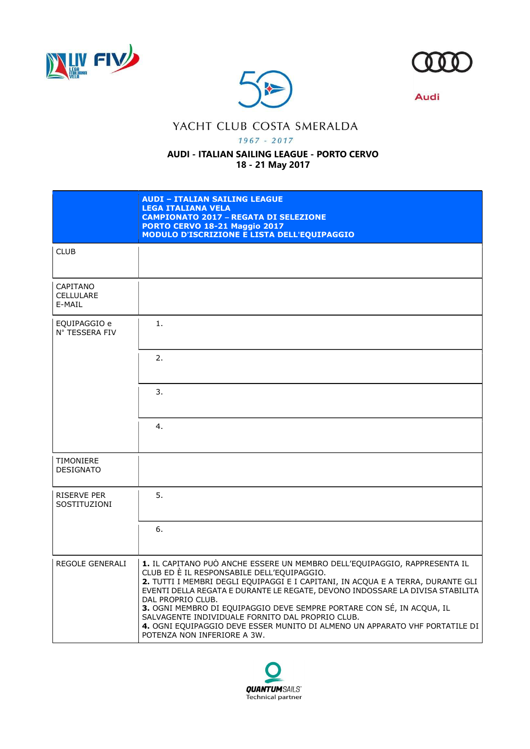YACHT CLUB COSTA SMERALDA

*1967 - 2017*

**AUDI - ITALIAN SAILING LEAGUE - PORTO CERVO**
**18 - 21 May 2017**

| | **AUDI – ITALIAN SAILING LEAGUE**<br>**LEGA ITALIANA VELA**<br>**CAMPIONATO 2017 – REGATA DI SELEZIONE**<br>**PORTO CERVO 18-21 Maggio 2017**<br>**MODULO D'ISCRIZIONE E LISTA DELL'EQUIPAGGIO** |
|---|---|
| CLUB | |
| CAPITANO<br>CELLULARE<br>E-MAIL | |
| EQUIPAGGIO e<br>N° TESSERA FIV | 1. |
| | 2. |
| | 3. |
| | 4. |
| TIMONIERE<br>DESIGNATO | |
| RISERVE PER<br>SOSTITUZIONI | 5. |
| | 6. |
| REGOLE GENERALI | **1.** IL CAPITANO PUÒ ANCHE ESSERE UN MEMBRO DELL'EQUIPAGGIO, RAPPRESENTA IL CLUB ED È IL RESPONSABILE DELL'EQUIPAGGIO.<br>**2.** TUTTI I MEMBRI DEGLI EQUIPAGGI E I CAPITANI, IN ACQUA E A TERRA, DURANTE GLI EVENTI DELLA REGATA E DURANTE LE REGATE, DEVONO INDOSSARE LA DIVISA STABILITA DAL PROPRIO CLUB.<br>**3.** OGNI MEMBRO DI EQUIPAGGIO DEVE SEMPRE PORTARE CON SÉ, IN ACQUA, IL SALVAGENTE INDIVIDUALE FORNITO DAL PROPRIO CLUB.<br>**4.** OGNI EQUIPAGGIO DEVE ESSER MUNITO DI ALMENO UN APPARATO VHF PORTATILE DI POTENZA NON INFERIORE A 3W. |

QUANTUMSAILS
Technical partner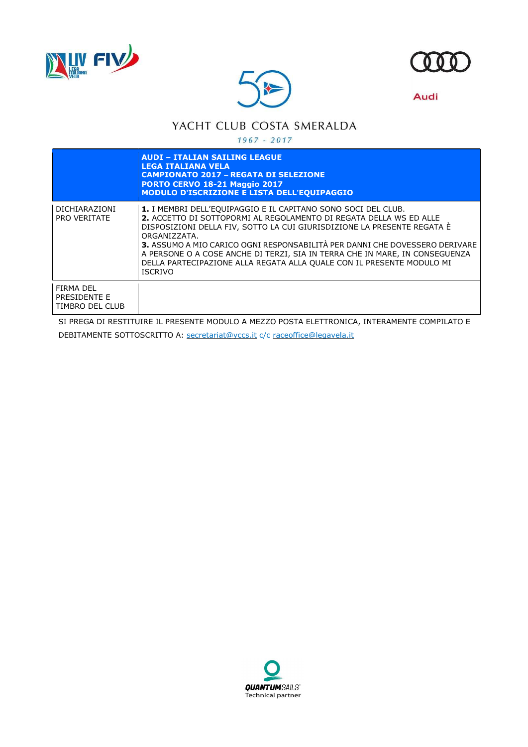YACHT CLUB COSTA SMERALDA

*1967 - 2017*

| | |
|---|---|
| | **AUDI – ITALIAN SAILING LEAGUE**<br>**LEGA ITALIANA VELA**<br>**CAMPIONATO 2017 – REGATA DI SELEZIONE**<br>**PORTO CERVO 18-21 Maggio 2017**<br>**MODULO D'ISCRIZIONE E LISTA DELL'EQUIPAGGIO** |
| DICHIARAZIONI PRO VERITATE | **1.** I MEMBRI DELL'EQUIPAGGIO E IL CAPITANO SONO SOCI DEL CLUB.<br>**2.** ACCETTO DI SOTTOPORMI AL REGOLAMENTO DI REGATA DELLA WS ED ALLE DISPOSIZIONI DELLA FIV, SOTTO LA CUI GIURISDIZIONE LA PRESENTE REGATA È ORGANIZZATA.<br>**3.** ASSUMO A MIO CARICO OGNI RESPONSABILITÀ PER DANNI CHE DOVESSERO DERIVARE A PERSONE O A COSE ANCHE DI TERZI, SIA IN TERRA CHE IN MARE, IN CONSEGUENZA DELLA PARTECIPAZIONE ALLA REGATA ALLA QUALE CON IL PRESENTE MODULO MI ISCRIVO |
| FIRMA DEL PRESIDENTE E TIMBRO DEL CLUB | |

SI PREGA DI RESTITUIRE IL PRESENTE MODULO A MEZZO POSTA ELETTRONICA, INTERAMENTE COMPILATO E DEBITAMENTE SOTTOSCRITTO A: secretariat@yccs.it c/c raceoffice@legavela.it

QUANTUMSAILS
Technical partner